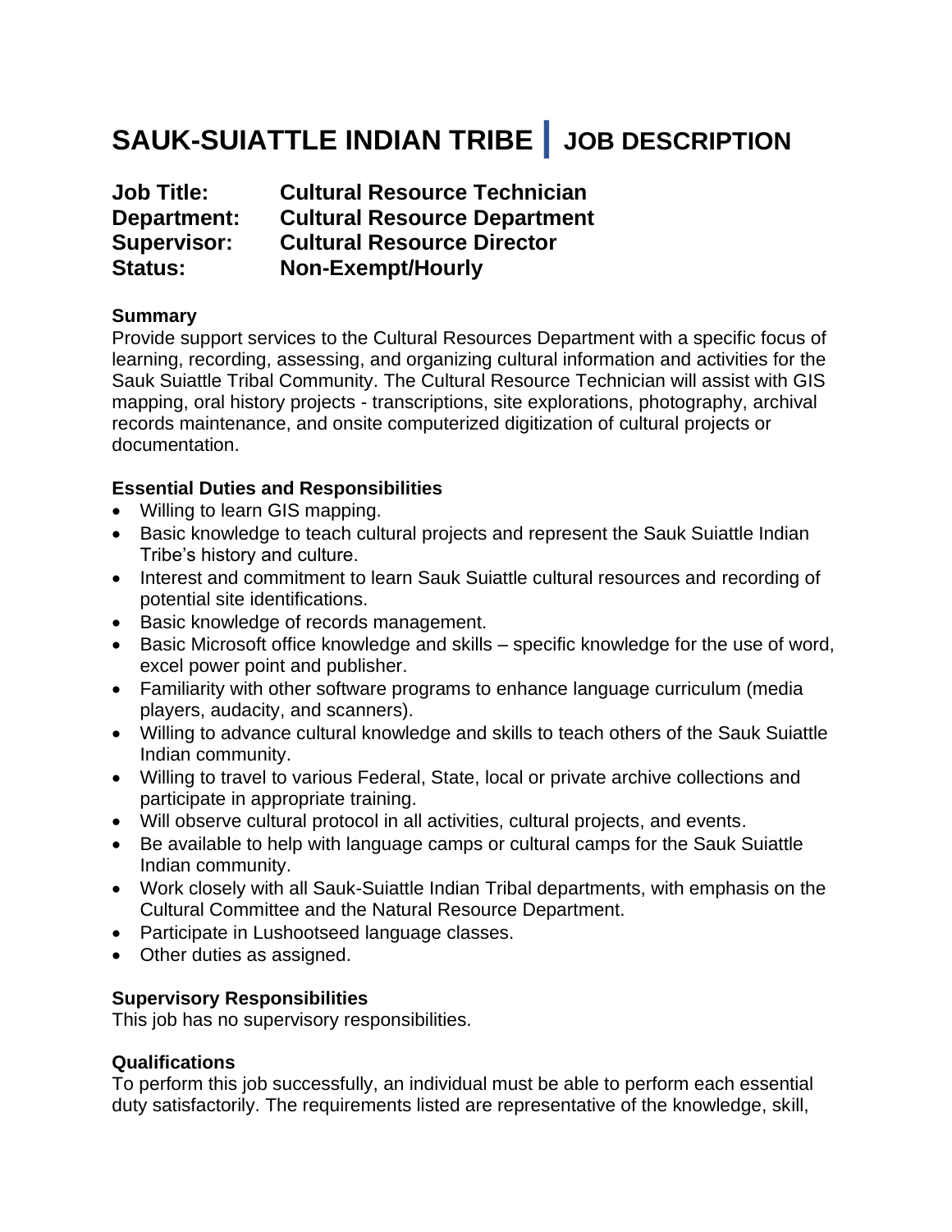# SAUK-SUIATTLE INDIAN TRIBE | JOB DESCRIPTION

**Job Title:** Cultural Resource Technician
**Department:** Cultural Resource Department
**Supervisor:** Cultural Resource Director
**Status:** Non-Exempt/Hourly

### Summary

Provide support services to the Cultural Resources Department with a specific focus of learning, recording, assessing, and organizing cultural information and activities for the Sauk Suiattle Tribal Community. The Cultural Resource Technician will assist with GIS mapping, oral history projects - transcriptions, site explorations, photography, archival records maintenance, and onsite computerized digitization of cultural projects or documentation.

### Essential Duties and Responsibilities

- Willing to learn GIS mapping.
- Basic knowledge to teach cultural projects and represent the Sauk Suiattle Indian Tribe's history and culture.
- Interest and commitment to learn Sauk Suiattle cultural resources and recording of potential site identifications.
- Basic knowledge of records management.
- Basic Microsoft office knowledge and skills – specific knowledge for the use of word, excel power point and publisher.
- Familiarity with other software programs to enhance language curriculum (media players, audacity, and scanners).
- Willing to advance cultural knowledge and skills to teach others of the Sauk Suiattle Indian community.
- Willing to travel to various Federal, State, local or private archive collections and participate in appropriate training.
- Will observe cultural protocol in all activities, cultural projects, and events.
- Be available to help with language camps or cultural camps for the Sauk Suiattle Indian community.
- Work closely with all Sauk-Suiattle Indian Tribal departments, with emphasis on the Cultural Committee and the Natural Resource Department.
- Participate in Lushootseed language classes.
- Other duties as assigned.

### Supervisory Responsibilities

This job has no supervisory responsibilities.

### Qualifications

To perform this job successfully, an individual must be able to perform each essential duty satisfactorily. The requirements listed are representative of the knowledge, skill,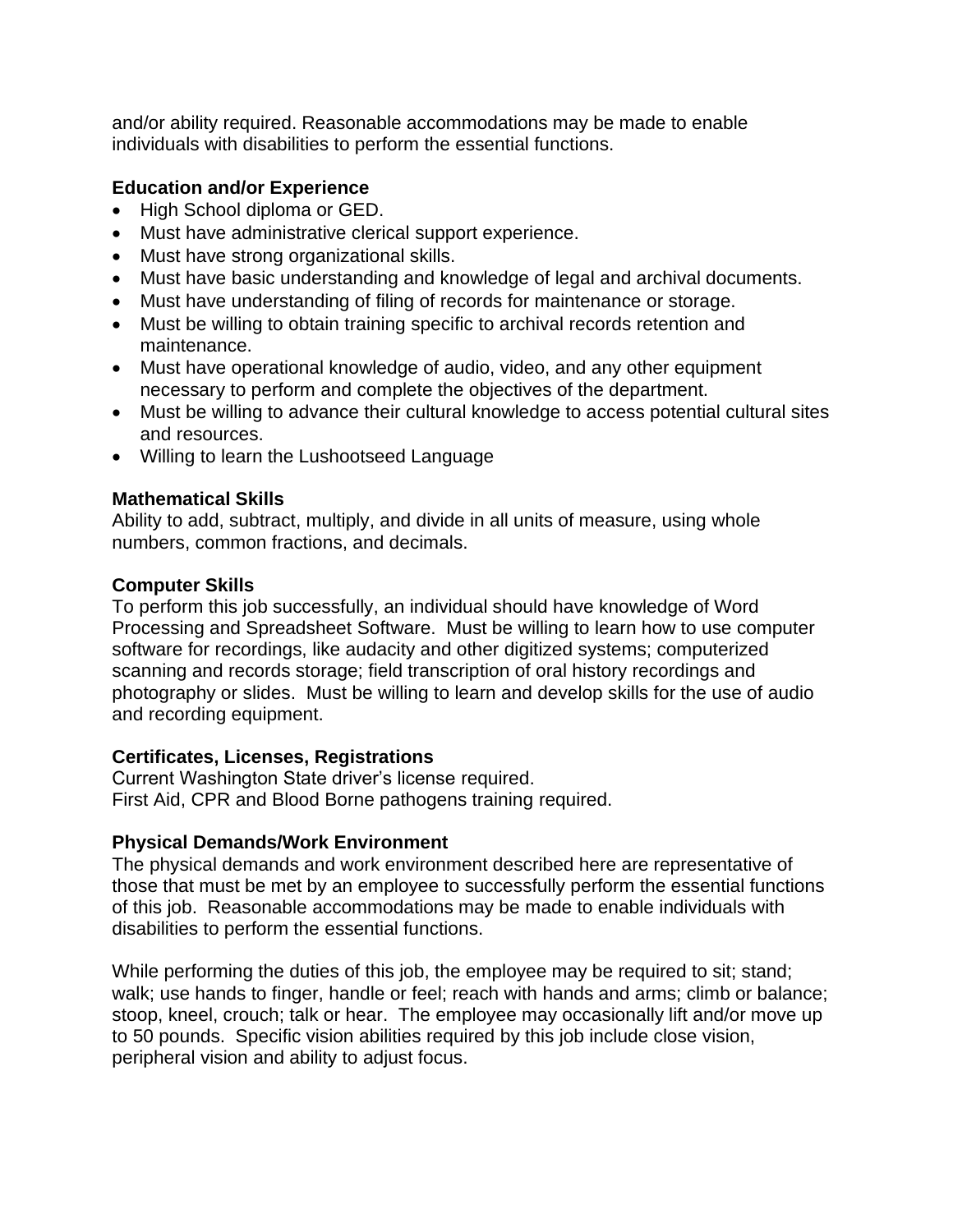and/or ability required. Reasonable accommodations may be made to enable individuals with disabilities to perform the essential functions.

**Education and/or Experience**

- High School diploma or GED.
- Must have administrative clerical support experience.
- Must have strong organizational skills.
- Must have basic understanding and knowledge of legal and archival documents.
- Must have understanding of filing of records for maintenance or storage.
- Must be willing to obtain training specific to archival records retention and maintenance.
- Must have operational knowledge of audio, video, and any other equipment necessary to perform and complete the objectives of the department.
- Must be willing to advance their cultural knowledge to access potential cultural sites and resources.
- Willing to learn the Lushootseed Language

**Mathematical Skills**

Ability to add, subtract, multiply, and divide in all units of measure, using whole numbers, common fractions, and decimals.

**Computer Skills**

To perform this job successfully, an individual should have knowledge of Word Processing and Spreadsheet Software. Must be willing to learn how to use computer software for recordings, like audacity and other digitized systems; computerized scanning and records storage; field transcription of oral history recordings and photography or slides. Must be willing to learn and develop skills for the use of audio and recording equipment.

**Certificates, Licenses, Registrations**

Current Washington State driver's license required.
First Aid, CPR and Blood Borne pathogens training required.

**Physical Demands/Work Environment**

The physical demands and work environment described here are representative of those that must be met by an employee to successfully perform the essential functions of this job. Reasonable accommodations may be made to enable individuals with disabilities to perform the essential functions.

While performing the duties of this job, the employee may be required to sit; stand; walk; use hands to finger, handle or feel; reach with hands and arms; climb or balance; stoop, kneel, crouch; talk or hear. The employee may occasionally lift and/or move up to 50 pounds. Specific vision abilities required by this job include close vision, peripheral vision and ability to adjust focus.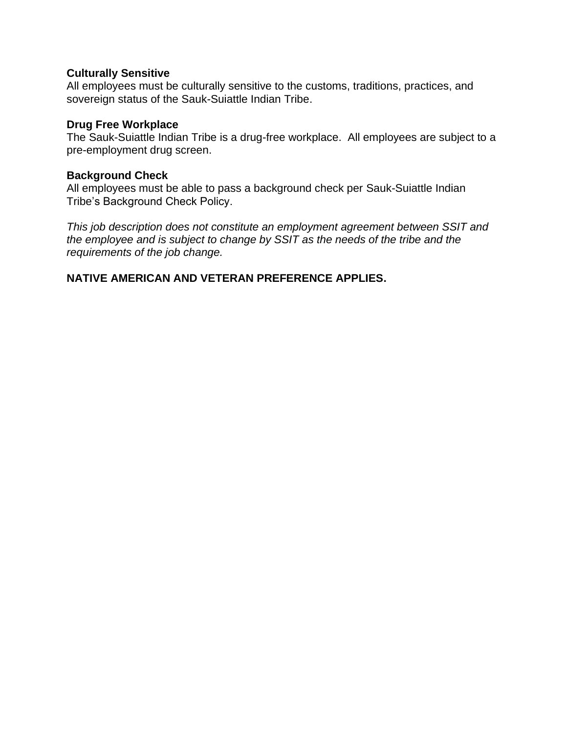**Culturally Sensitive**
All employees must be culturally sensitive to the customs, traditions, practices, and sovereign status of the Sauk-Suiattle Indian Tribe.

**Drug Free Workplace**
The Sauk-Suiattle Indian Tribe is a drug-free workplace. All employees are subject to a pre-employment drug screen.

**Background Check**
All employees must be able to pass a background check per Sauk-Suiattle Indian Tribe's Background Check Policy.

*This job description does not constitute an employment agreement between SSIT and the employee and is subject to change by SSIT as the needs of the tribe and the requirements of the job change.*

**NATIVE AMERICAN AND VETERAN PREFERENCE APPLIES.**